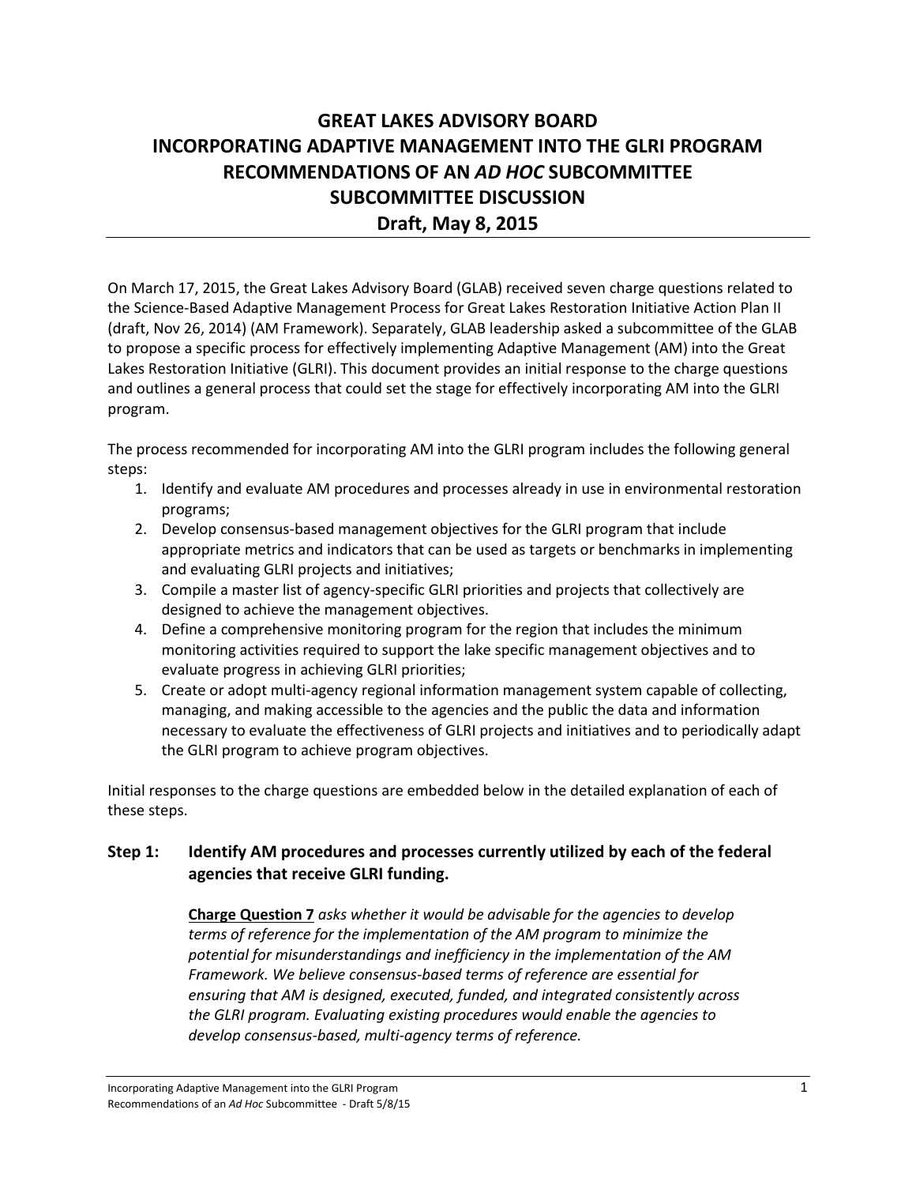# GREAT LAKES ADVISORY BOARD
# INCORPORATING ADAPTIVE MANAGEMENT INTO THE GLRI PROGRAM
# RECOMMENDATIONS OF AN *AD HOC* SUBCOMMITTEE
# SUBCOMMITTEE DISCUSSION
# Draft, May 8, 2015

On March 17, 2015, the Great Lakes Advisory Board (GLAB) received seven charge questions related to the Science-Based Adaptive Management Process for Great Lakes Restoration Initiative Action Plan II (draft, Nov 26, 2014) (AM Framework). Separately, GLAB leadership asked a subcommittee of the GLAB to propose a specific process for effectively implementing Adaptive Management (AM) into the Great Lakes Restoration Initiative (GLRI). This document provides an initial response to the charge questions and outlines a general process that could set the stage for effectively incorporating AM into the GLRI program.

The process recommended for incorporating AM into the GLRI program includes the following general steps:

1. Identify and evaluate AM procedures and processes already in use in environmental restoration programs;
2. Develop consensus-based management objectives for the GLRI program that include appropriate metrics and indicators that can be used as targets or benchmarks in implementing and evaluating GLRI projects and initiatives;
3. Compile a master list of agency-specific GLRI priorities and projects that collectively are designed to achieve the management objectives.
4. Define a comprehensive monitoring program for the region that includes the minimum monitoring activities required to support the lake specific management objectives and to evaluate progress in achieving GLRI priorities;
5. Create or adopt multi-agency regional information management system capable of collecting, managing, and making accessible to the agencies and the public the data and information necessary to evaluate the effectiveness of GLRI projects and initiatives and to periodically adapt the GLRI program to achieve program objectives.

Initial responses to the charge questions are embedded below in the detailed explanation of each of these steps.

## Step 1: Identify AM procedures and processes currently utilized by each of the federal agencies that receive GLRI funding.

**Charge Question 7** *asks whether it would be advisable for the agencies to develop terms of reference for the implementation of the AM program to minimize the potential for misunderstandings and inefficiency in the implementation of the AM Framework. We believe consensus-based terms of reference are essential for ensuring that AM is designed, executed, funded, and integrated consistently across the GLRI program. Evaluating existing procedures would enable the agencies to develop consensus-based, multi-agency terms of reference.*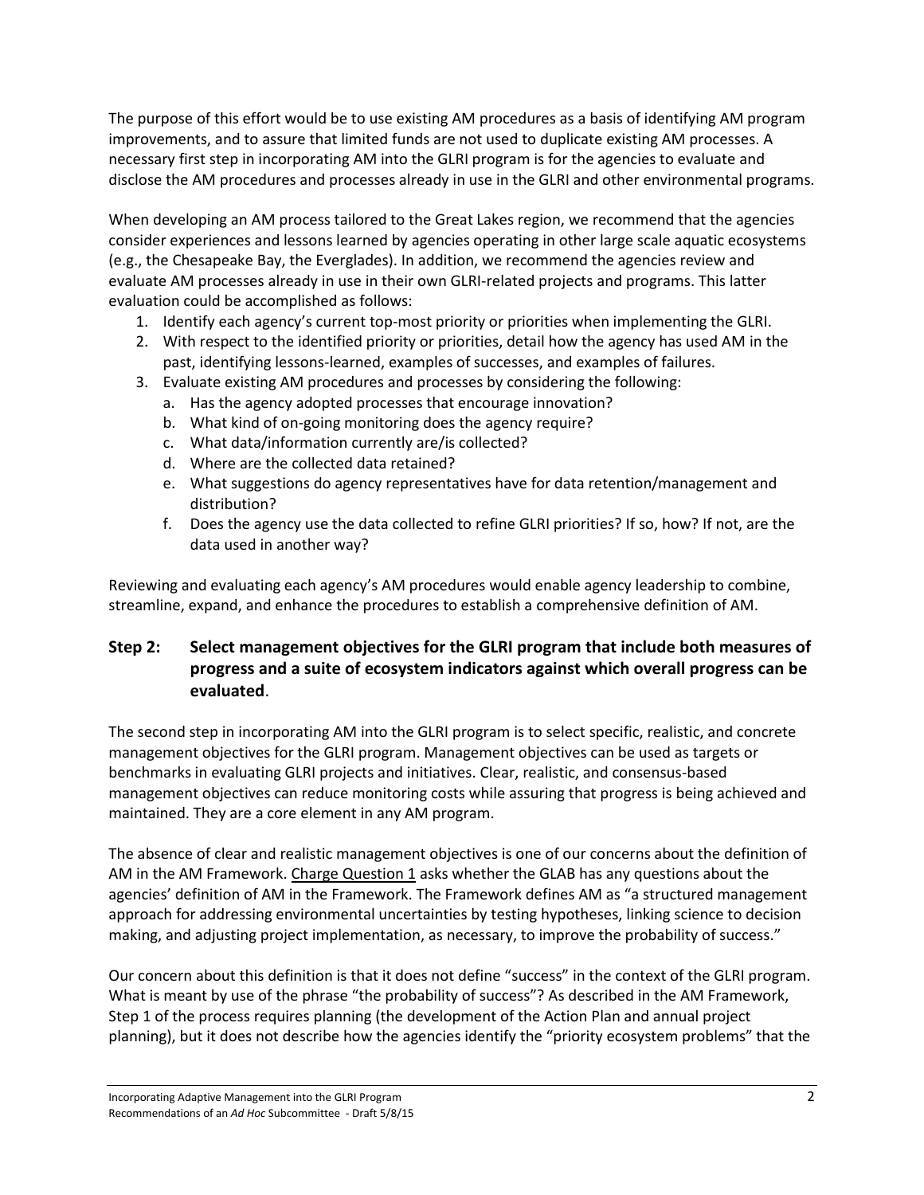The purpose of this effort would be to use existing AM procedures as a basis of identifying AM program improvements, and to assure that limited funds are not used to duplicate existing AM processes. A necessary first step in incorporating AM into the GLRI program is for the agencies to evaluate and disclose the AM procedures and processes already in use in the GLRI and other environmental programs.

When developing an AM process tailored to the Great Lakes region, we recommend that the agencies consider experiences and lessons learned by agencies operating in other large scale aquatic ecosystems (e.g., the Chesapeake Bay, the Everglades). In addition, we recommend the agencies review and evaluate AM processes already in use in their own GLRI-related projects and programs. This latter evaluation could be accomplished as follows:

1. Identify each agency's current top-most priority or priorities when implementing the GLRI.
2. With respect to the identified priority or priorities, detail how the agency has used AM in the past, identifying lessons-learned, examples of successes, and examples of failures.
3. Evaluate existing AM procedures and processes by considering the following:
   a. Has the agency adopted processes that encourage innovation?
   b. What kind of on-going monitoring does the agency require?
   c. What data/information currently are/is collected?
   d. Where are the collected data retained?
   e. What suggestions do agency representatives have for data retention/management and distribution?
   f. Does the agency use the data collected to refine GLRI priorities? If so, how? If not, are the data used in another way?

Reviewing and evaluating each agency's AM procedures would enable agency leadership to combine, streamline, expand, and enhance the procedures to establish a comprehensive definition of AM.

## Step 2: Select management objectives for the GLRI program that include both measures of progress and a suite of ecosystem indicators against which overall progress can be evaluated.

The second step in incorporating AM into the GLRI program is to select specific, realistic, and concrete management objectives for the GLRI program. Management objectives can be used as targets or benchmarks in evaluating GLRI projects and initiatives. Clear, realistic, and consensus-based management objectives can reduce monitoring costs while assuring that progress is being achieved and maintained. They are a core element in any AM program.

The absence of clear and realistic management objectives is one of our concerns about the definition of AM in the AM Framework. Charge Question 1 asks whether the GLAB has any questions about the agencies' definition of AM in the Framework. The Framework defines AM as "a structured management approach for addressing environmental uncertainties by testing hypotheses, linking science to decision making, and adjusting project implementation, as necessary, to improve the probability of success."

Our concern about this definition is that it does not define "success" in the context of the GLRI program. What is meant by use of the phrase "the probability of success"? As described in the AM Framework, Step 1 of the process requires planning (the development of the Action Plan and annual project planning), but it does not describe how the agencies identify the "priority ecosystem problems" that the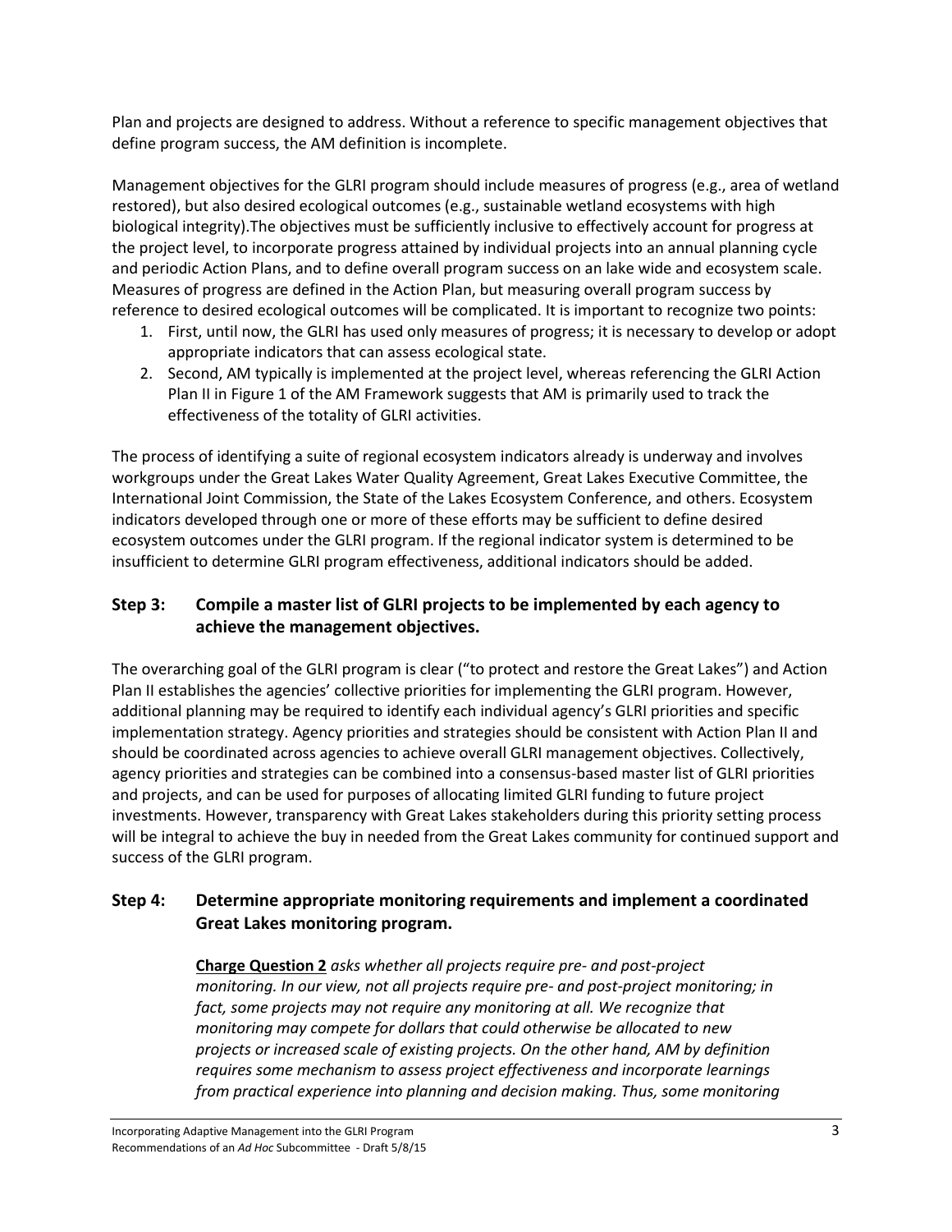Plan and projects are designed to address. Without a reference to specific management objectives that define program success, the AM definition is incomplete.

Management objectives for the GLRI program should include measures of progress (e.g., area of wetland restored), but also desired ecological outcomes (e.g., sustainable wetland ecosystems with high biological integrity).The objectives must be sufficiently inclusive to effectively account for progress at the project level, to incorporate progress attained by individual projects into an annual planning cycle and periodic Action Plans, and to define overall program success on an lake wide and ecosystem scale. Measures of progress are defined in the Action Plan, but measuring overall program success by reference to desired ecological outcomes will be complicated. It is important to recognize two points:

1. First, until now, the GLRI has used only measures of progress; it is necessary to develop or adopt appropriate indicators that can assess ecological state.
2. Second, AM typically is implemented at the project level, whereas referencing the GLRI Action Plan II in Figure 1 of the AM Framework suggests that AM is primarily used to track the effectiveness of the totality of GLRI activities.

The process of identifying a suite of regional ecosystem indicators already is underway and involves workgroups under the Great Lakes Water Quality Agreement, Great Lakes Executive Committee, the International Joint Commission, the State of the Lakes Ecosystem Conference, and others. Ecosystem indicators developed through one or more of these efforts may be sufficient to define desired ecosystem outcomes under the GLRI program. If the regional indicator system is determined to be insufficient to determine GLRI program effectiveness, additional indicators should be added.

## Step 3: Compile a master list of GLRI projects to be implemented by each agency to achieve the management objectives.

The overarching goal of the GLRI program is clear ("to protect and restore the Great Lakes") and Action Plan II establishes the agencies' collective priorities for implementing the GLRI program. However, additional planning may be required to identify each individual agency's GLRI priorities and specific implementation strategy. Agency priorities and strategies should be consistent with Action Plan II and should be coordinated across agencies to achieve overall GLRI management objectives. Collectively, agency priorities and strategies can be combined into a consensus-based master list of GLRI priorities and projects, and can be used for purposes of allocating limited GLRI funding to future project investments. However, transparency with Great Lakes stakeholders during this priority setting process will be integral to achieve the buy in needed from the Great Lakes community for continued support and success of the GLRI program.

## Step 4: Determine appropriate monitoring requirements and implement a coordinated Great Lakes monitoring program.

> ***Charge Question 2*** *asks whether all projects require pre- and post-project monitoring. In our view, not all projects require pre- and post-project monitoring; in fact, some projects may not require any monitoring at all. We recognize that monitoring may compete for dollars that could otherwise be allocated to new projects or increased scale of existing projects. On the other hand, AM by definition requires some mechanism to assess project effectiveness and incorporate learnings from practical experience into planning and decision making. Thus, some monitoring*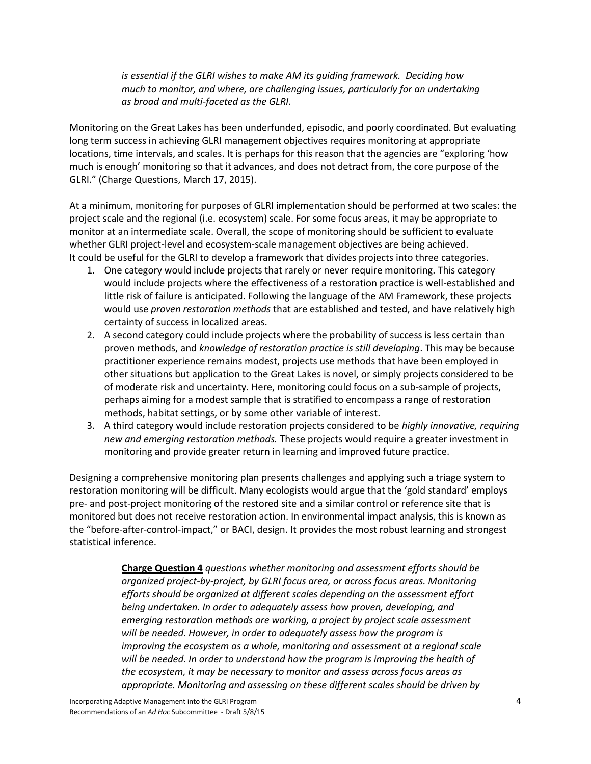> *is essential if the GLRI wishes to make AM its guiding framework. Deciding how much to monitor, and where, are challenging issues, particularly for an undertaking as broad and multi-faceted as the GLRI.*

Monitoring on the Great Lakes has been underfunded, episodic, and poorly coordinated. But evaluating long term success in achieving GLRI management objectives requires monitoring at appropriate locations, time intervals, and scales. It is perhaps for this reason that the agencies are "exploring 'how much is enough' monitoring so that it advances, and does not detract from, the core purpose of the GLRI." (Charge Questions, March 17, 2015).

At a minimum, monitoring for purposes of GLRI implementation should be performed at two scales: the project scale and the regional (i.e. ecosystem) scale. For some focus areas, it may be appropriate to monitor at an intermediate scale. Overall, the scope of monitoring should be sufficient to evaluate whether GLRI project-level and ecosystem-scale management objectives are being achieved. It could be useful for the GLRI to develop a framework that divides projects into three categories.

1. One category would include projects that rarely or never require monitoring. This category would include projects where the effectiveness of a restoration practice is well-established and little risk of failure is anticipated. Following the language of the AM Framework, these projects would use *proven restoration methods* that are established and tested, and have relatively high certainty of success in localized areas.
2. A second category could include projects where the probability of success is less certain than proven methods, and *knowledge of restoration practice is still developing*. This may be because practitioner experience remains modest, projects use methods that have been employed in other situations but application to the Great Lakes is novel, or simply projects considered to be of moderate risk and uncertainty. Here, monitoring could focus on a sub-sample of projects, perhaps aiming for a modest sample that is stratified to encompass a range of restoration methods, habitat settings, or by some other variable of interest.
3. A third category would include restoration projects considered to be *highly innovative, requiring new and emerging restoration methods.* These projects would require a greater investment in monitoring and provide greater return in learning and improved future practice.

Designing a comprehensive monitoring plan presents challenges and applying such a triage system to restoration monitoring will be difficult. Many ecologists would argue that the 'gold standard' employs pre- and post-project monitoring of the restored site and a similar control or reference site that is monitored but does not receive restoration action. In environmental impact analysis, this is known as the "before-after-control-impact," or BACI, design. It provides the most robust learning and strongest statistical inference.

> **Charge Question 4** *questions whether monitoring and assessment efforts should be organized project-by-project, by GLRI focus area, or across focus areas. Monitoring efforts should be organized at different scales depending on the assessment effort being undertaken. In order to adequately assess how proven, developing, and emerging restoration methods are working, a project by project scale assessment will be needed. However, in order to adequately assess how the program is improving the ecosystem as a whole, monitoring and assessment at a regional scale will be needed. In order to understand how the program is improving the health of the ecosystem, it may be necessary to monitor and assess across focus areas as appropriate. Monitoring and assessing on these different scales should be driven by*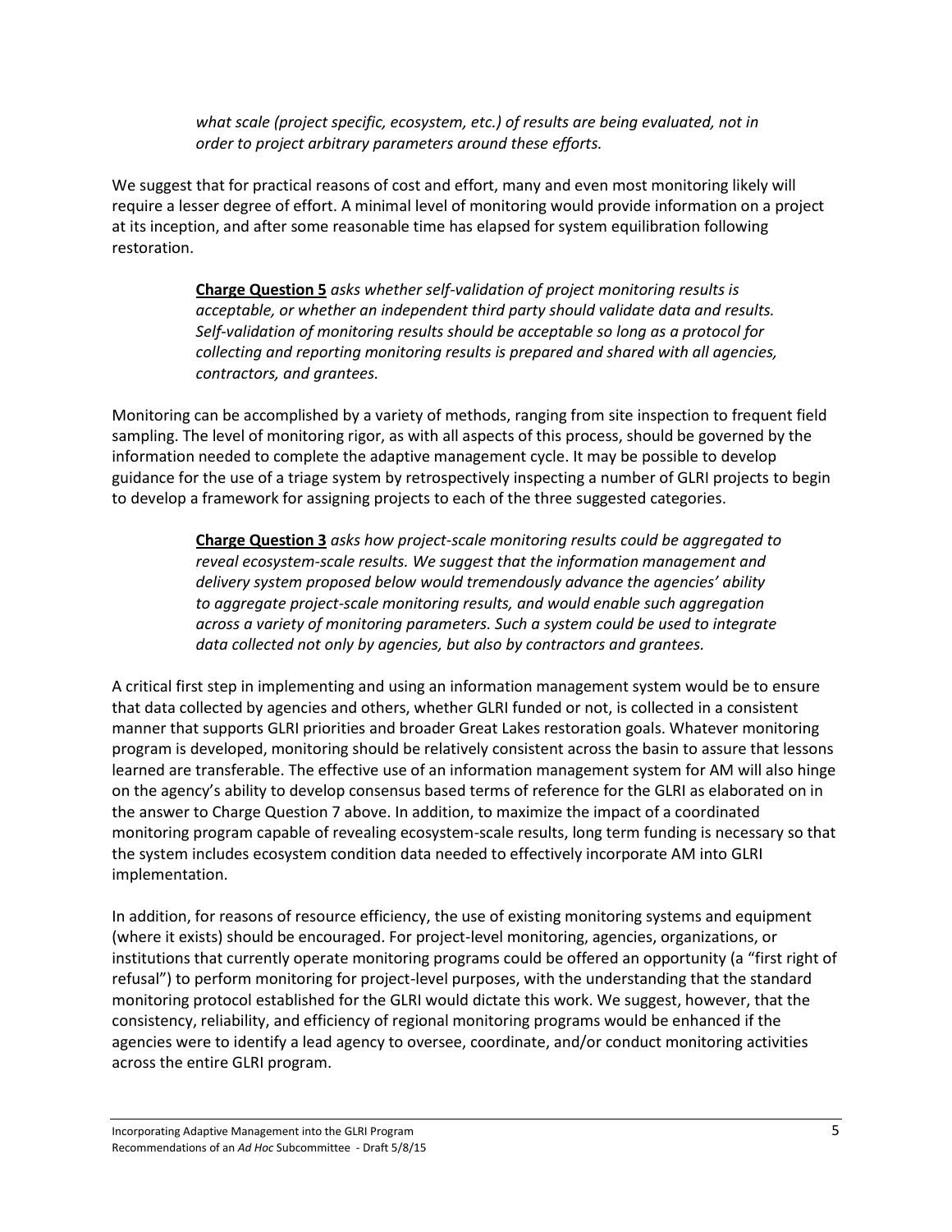*what scale (project specific, ecosystem, etc.) of results are being evaluated, not in order to project arbitrary parameters around these efforts.*

We suggest that for practical reasons of cost and effort, many and even most monitoring likely will require a lesser degree of effort. A minimal level of monitoring would provide information on a project at its inception, and after some reasonable time has elapsed for system equilibration following restoration.

> **Charge Question 5** *asks whether self-validation of project monitoring results is acceptable, or whether an independent third party should validate data and results. Self-validation of monitoring results should be acceptable so long as a protocol for collecting and reporting monitoring results is prepared and shared with all agencies, contractors, and grantees.*

Monitoring can be accomplished by a variety of methods, ranging from site inspection to frequent field sampling. The level of monitoring rigor, as with all aspects of this process, should be governed by the information needed to complete the adaptive management cycle. It may be possible to develop guidance for the use of a triage system by retrospectively inspecting a number of GLRI projects to begin to develop a framework for assigning projects to each of the three suggested categories.

> **Charge Question 3** *asks how project-scale monitoring results could be aggregated to reveal ecosystem-scale results. We suggest that the information management and delivery system proposed below would tremendously advance the agencies' ability to aggregate project-scale monitoring results, and would enable such aggregation across a variety of monitoring parameters. Such a system could be used to integrate data collected not only by agencies, but also by contractors and grantees.*

A critical first step in implementing and using an information management system would be to ensure that data collected by agencies and others, whether GLRI funded or not, is collected in a consistent manner that supports GLRI priorities and broader Great Lakes restoration goals. Whatever monitoring program is developed, monitoring should be relatively consistent across the basin to assure that lessons learned are transferable. The effective use of an information management system for AM will also hinge on the agency's ability to develop consensus based terms of reference for the GLRI as elaborated on in the answer to Charge Question 7 above. In addition, to maximize the impact of a coordinated monitoring program capable of revealing ecosystem-scale results, long term funding is necessary so that the system includes ecosystem condition data needed to effectively incorporate AM into GLRI implementation.

In addition, for reasons of resource efficiency, the use of existing monitoring systems and equipment (where it exists) should be encouraged. For project-level monitoring, agencies, organizations, or institutions that currently operate monitoring programs could be offered an opportunity (a "first right of refusal") to perform monitoring for project-level purposes, with the understanding that the standard monitoring protocol established for the GLRI would dictate this work. We suggest, however, that the consistency, reliability, and efficiency of regional monitoring programs would be enhanced if the agencies were to identify a lead agency to oversee, coordinate, and/or conduct monitoring activities across the entire GLRI program.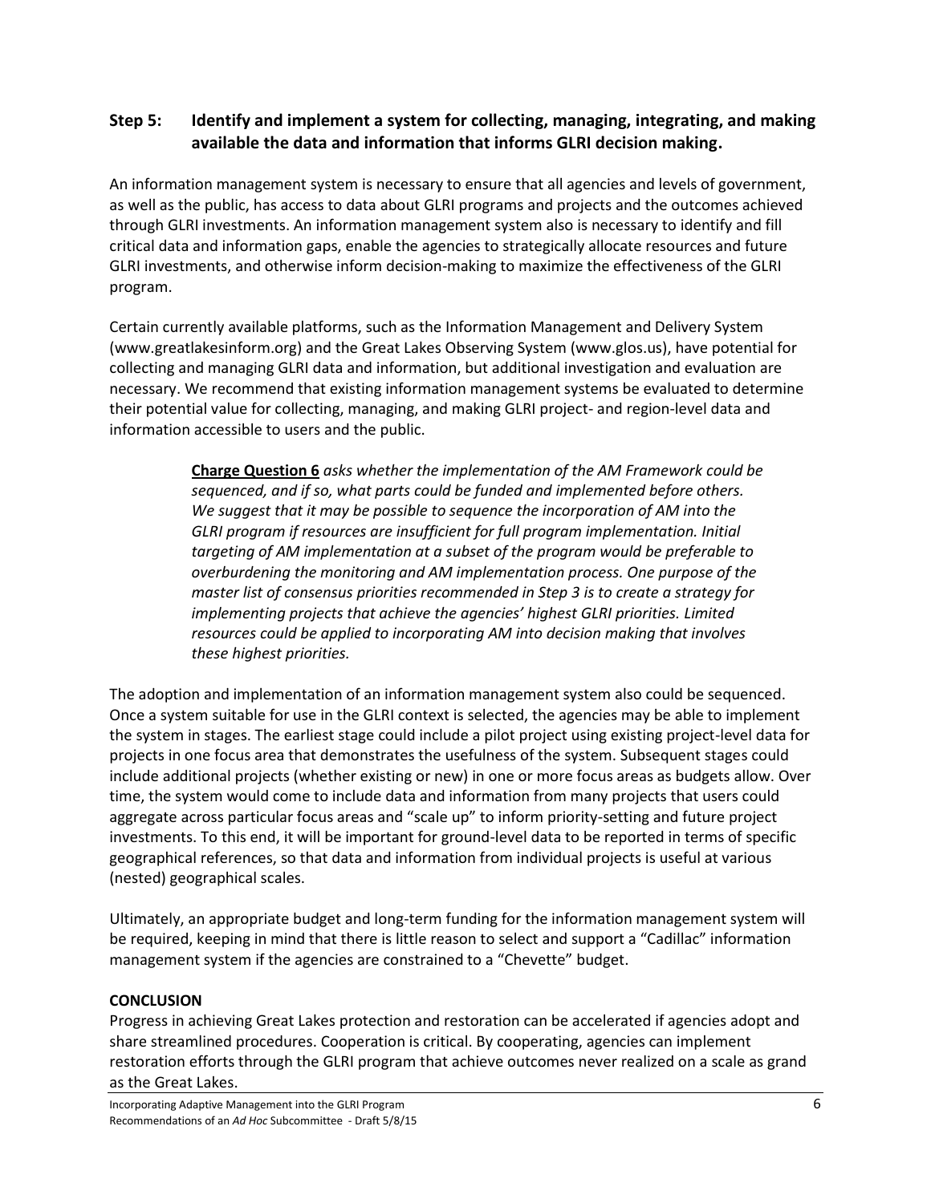### Step 5: Identify and implement a system for collecting, managing, integrating, and making available the data and information that informs GLRI decision making.

An information management system is necessary to ensure that all agencies and levels of government, as well as the public, has access to data about GLRI programs and projects and the outcomes achieved through GLRI investments. An information management system also is necessary to identify and fill critical data and information gaps, enable the agencies to strategically allocate resources and future GLRI investments, and otherwise inform decision-making to maximize the effectiveness of the GLRI program.

Certain currently available platforms, such as the Information Management and Delivery System (www.greatlakesinform.org) and the Great Lakes Observing System (www.glos.us), have potential for collecting and managing GLRI data and information, but additional investigation and evaluation are necessary. We recommend that existing information management systems be evaluated to determine their potential value for collecting, managing, and making GLRI project- and region-level data and information accessible to users and the public.

> ***Charge Question 6*** *asks whether the implementation of the AM Framework could be sequenced, and if so, what parts could be funded and implemented before others. We suggest that it may be possible to sequence the incorporation of AM into the GLRI program if resources are insufficient for full program implementation. Initial targeting of AM implementation at a subset of the program would be preferable to overburdening the monitoring and AM implementation process. One purpose of the master list of consensus priorities recommended in Step 3 is to create a strategy for implementing projects that achieve the agencies' highest GLRI priorities. Limited resources could be applied to incorporating AM into decision making that involves these highest priorities.*

The adoption and implementation of an information management system also could be sequenced. Once a system suitable for use in the GLRI context is selected, the agencies may be able to implement the system in stages. The earliest stage could include a pilot project using existing project-level data for projects in one focus area that demonstrates the usefulness of the system. Subsequent stages could include additional projects (whether existing or new) in one or more focus areas as budgets allow. Over time, the system would come to include data and information from many projects that users could aggregate across particular focus areas and "scale up" to inform priority-setting and future project investments. To this end, it will be important for ground-level data to be reported in terms of specific geographical references, so that data and information from individual projects is useful at various (nested) geographical scales.

Ultimately, an appropriate budget and long-term funding for the information management system will be required, keeping in mind that there is little reason to select and support a "Cadillac" information management system if the agencies are constrained to a "Chevette" budget.

## CONCLUSION

Progress in achieving Great Lakes protection and restoration can be accelerated if agencies adopt and share streamlined procedures. Cooperation is critical. By cooperating, agencies can implement restoration efforts through the GLRI program that achieve outcomes never realized on a scale as grand as the Great Lakes.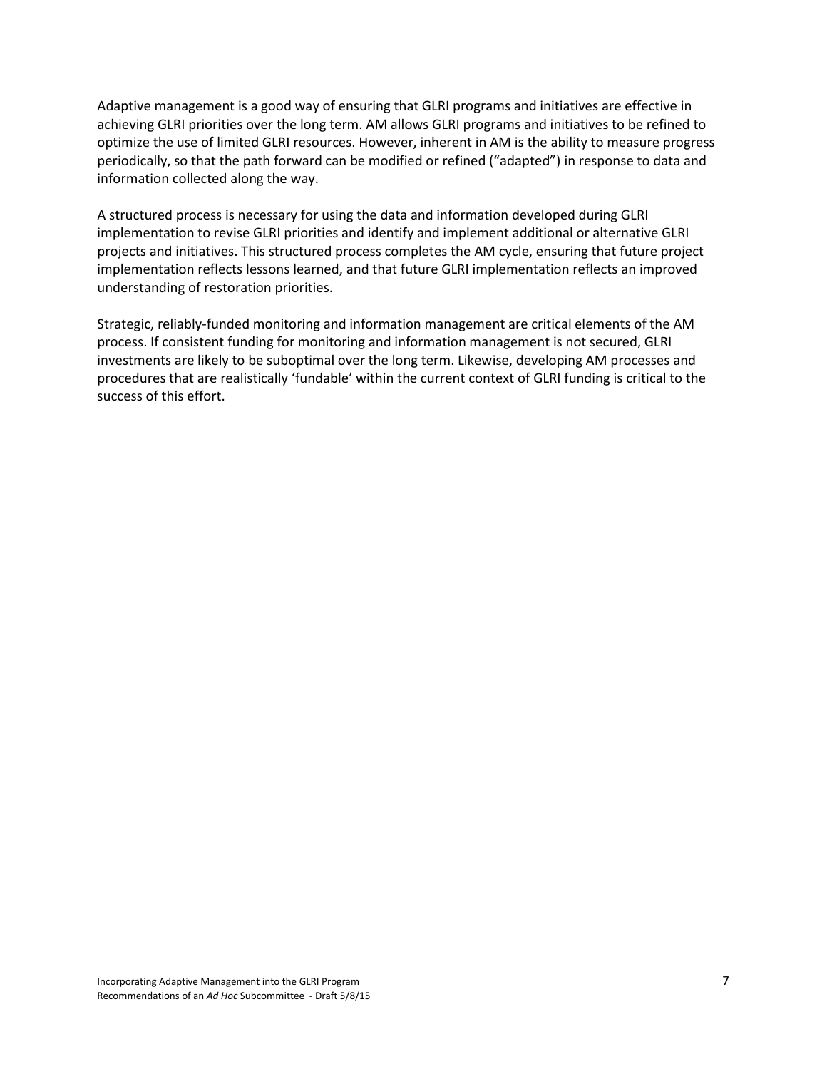Adaptive management is a good way of ensuring that GLRI programs and initiatives are effective in achieving GLRI priorities over the long term. AM allows GLRI programs and initiatives to be refined to optimize the use of limited GLRI resources. However, inherent in AM is the ability to measure progress periodically, so that the path forward can be modified or refined ("adapted") in response to data and information collected along the way.

A structured process is necessary for using the data and information developed during GLRI implementation to revise GLRI priorities and identify and implement additional or alternative GLRI projects and initiatives. This structured process completes the AM cycle, ensuring that future project implementation reflects lessons learned, and that future GLRI implementation reflects an improved understanding of restoration priorities.

Strategic, reliably-funded monitoring and information management are critical elements of the AM process. If consistent funding for monitoring and information management is not secured, GLRI investments are likely to be suboptimal over the long term. Likewise, developing AM processes and procedures that are realistically 'fundable' within the current context of GLRI funding is critical to the success of this effort.